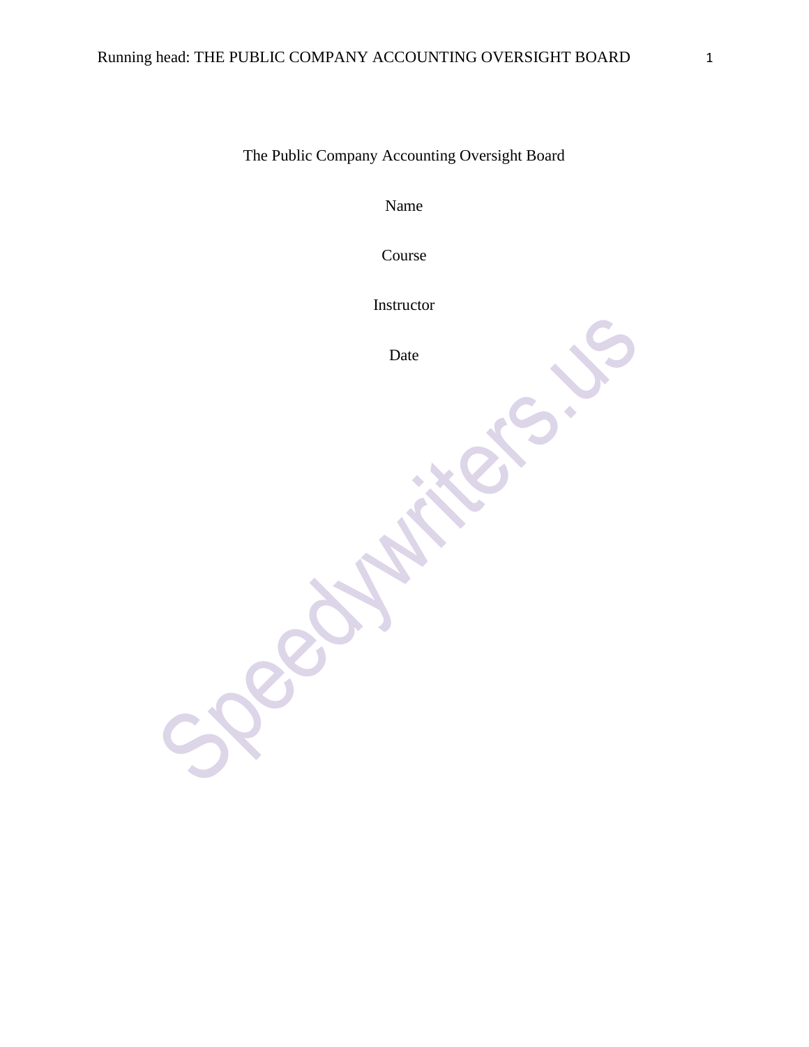# The Public Company Accounting Oversight Board

Name

Course

Instructor

Date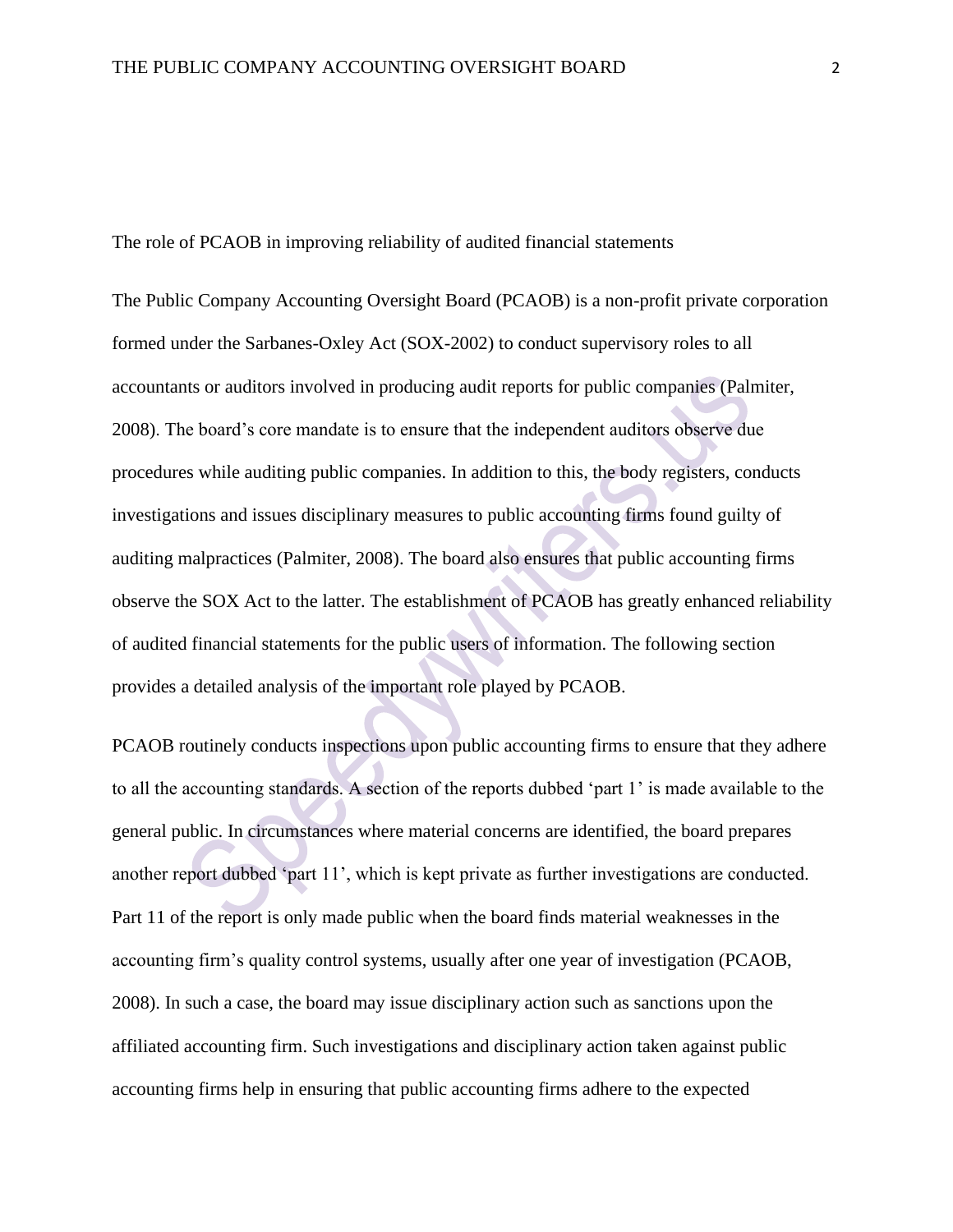The role of PCAOB in improving reliability of audited financial statements

The Public Company Accounting Oversight Board (PCAOB) is a non-profit private corporation formed under the Sarbanes-Oxley Act (SOX-2002) to conduct supervisory roles to all accountants or auditors involved in producing audit reports for public companies (Palmiter, 2008). The board's core mandate is to ensure that the independent auditors observe due procedures while auditing public companies. In addition to this, the body registers, conducts investigations and issues disciplinary measures to public accounting firms found guilty of auditing malpractices (Palmiter, 2008). The board also ensures that public accounting firms observe the SOX Act to the latter. The establishment of PCAOB has greatly enhanced reliability of audited financial statements for the public users of information. The following section provides a detailed analysis of the important role played by PCAOB.

PCAOB routinely conducts inspections upon public accounting firms to ensure that they adhere to all the accounting standards. A section of the reports dubbed 'part 1' is made available to the general public. In circumstances where material concerns are identified, the board prepares another report dubbed 'part 11', which is kept private as further investigations are conducted. Part 11 of the report is only made public when the board finds material weaknesses in the accounting firm's quality control systems, usually after one year of investigation (PCAOB, 2008). In such a case, the board may issue disciplinary action such as sanctions upon the affiliated accounting firm. Such investigations and disciplinary action taken against public accounting firms help in ensuring that public accounting firms adhere to the expected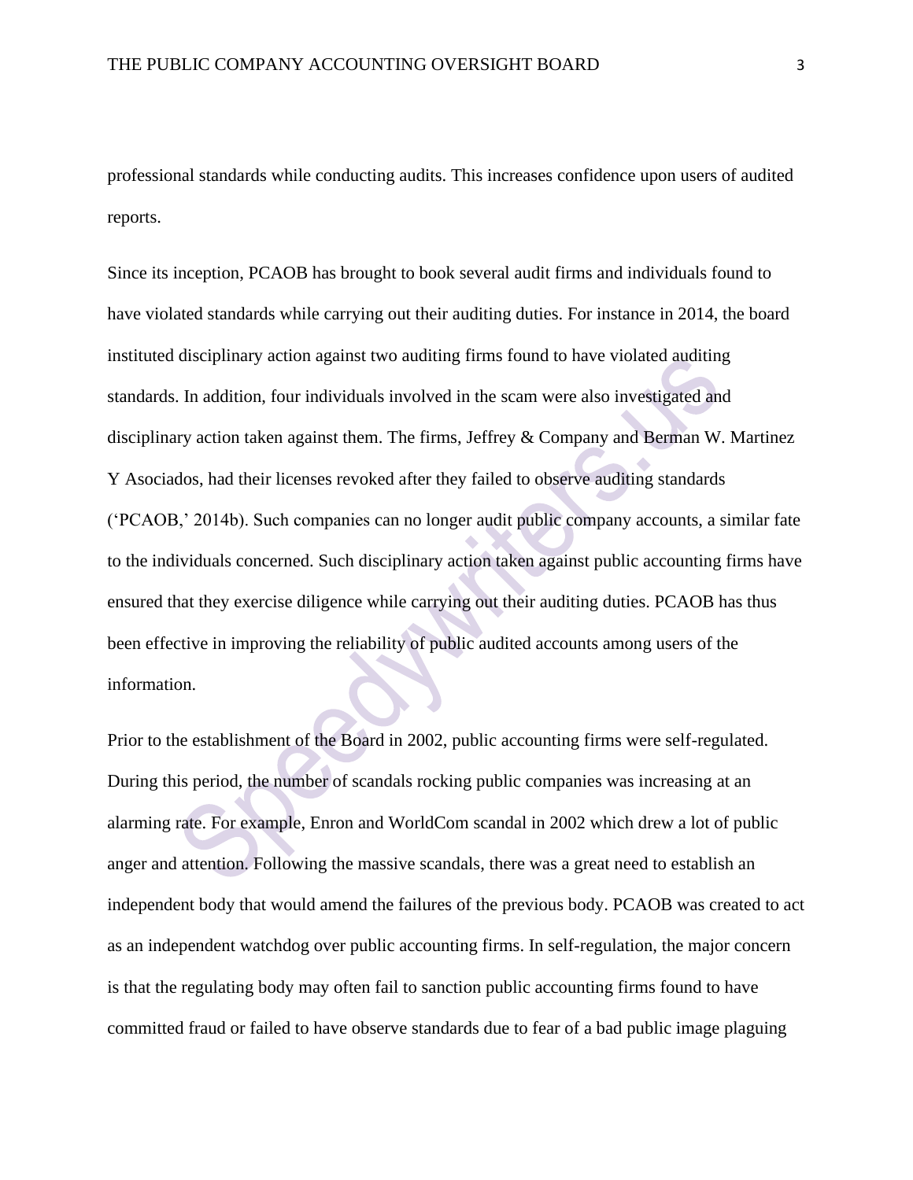professional standards while conducting audits. This increases confidence upon users of audited reports.

Since its inception, PCAOB has brought to book several audit firms and individuals found to have violated standards while carrying out their auditing duties. For instance in 2014, the board instituted disciplinary action against two auditing firms found to have violated auditing standards. In addition, four individuals involved in the scam were also investigated and disciplinary action taken against them. The firms, Jeffrey & Company and Berman W. Martinez Y Asociados, had their licenses revoked after they failed to observe auditing standards ('PCAOB,' 2014b). Such companies can no longer audit public company accounts, a similar fate to the individuals concerned. Such disciplinary action taken against public accounting firms have ensured that they exercise diligence while carrying out their auditing duties. PCAOB has thus been effective in improving the reliability of public audited accounts among users of the information.

Prior to the establishment of the Board in 2002, public accounting firms were self-regulated. During this period, the number of scandals rocking public companies was increasing at an alarming rate. For example, Enron and WorldCom scandal in 2002 which drew a lot of public anger and attention. Following the massive scandals, there was a great need to establish an independent body that would amend the failures of the previous body. PCAOB was created to act as an independent watchdog over public accounting firms. In self-regulation, the major concern is that the regulating body may often fail to sanction public accounting firms found to have committed fraud or failed to have observe standards due to fear of a bad public image plaguing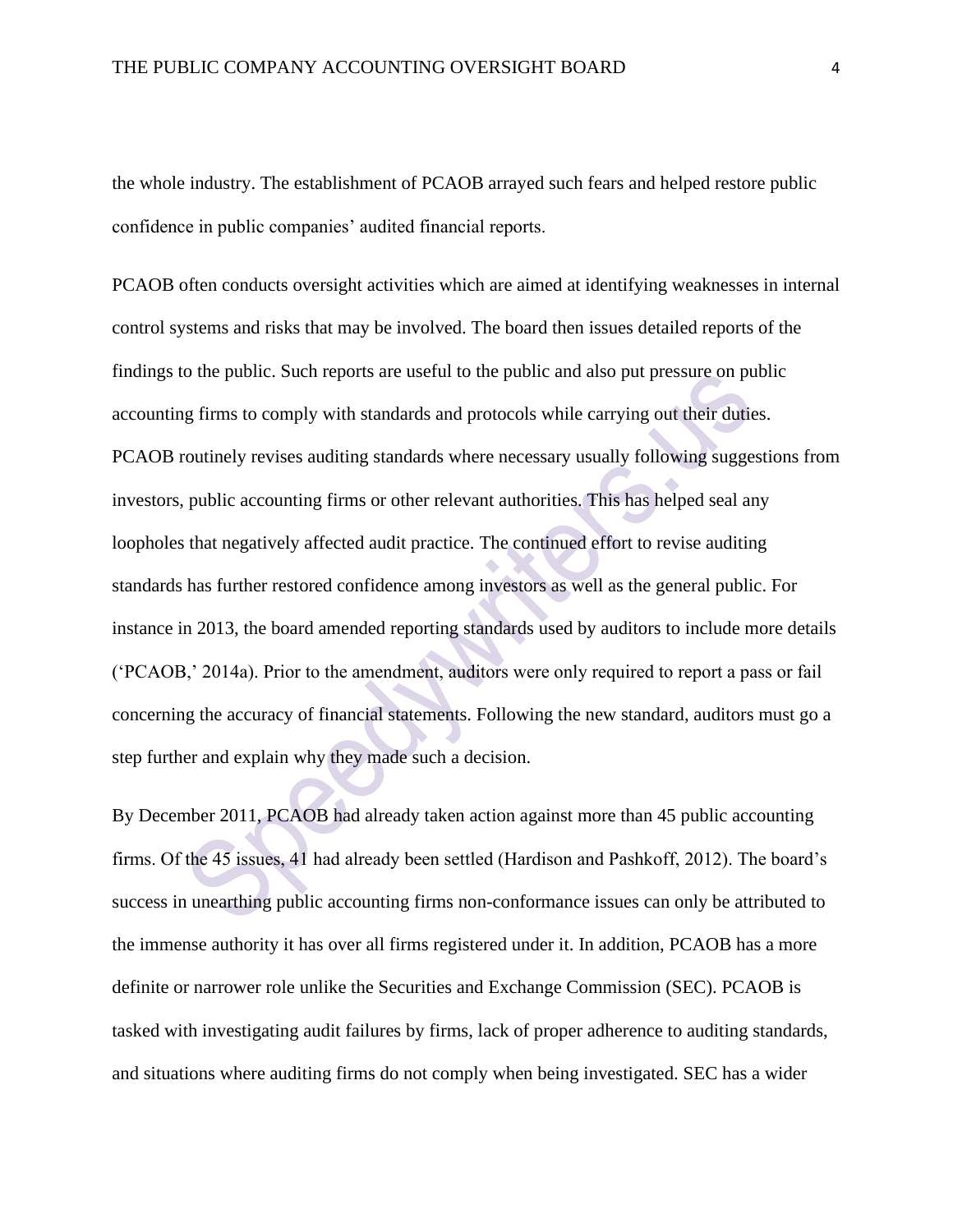the whole industry. The establishment of PCAOB arrayed such fears and helped restore public confidence in public companies' audited financial reports.

PCAOB often conducts oversight activities which are aimed at identifying weaknesses in internal control systems and risks that may be involved. The board then issues detailed reports of the findings to the public. Such reports are useful to the public and also put pressure on public accounting firms to comply with standards and protocols while carrying out their duties. PCAOB routinely revises auditing standards where necessary usually following suggestions from investors, public accounting firms or other relevant authorities. This has helped seal any loopholes that negatively affected audit practice. The continued effort to revise auditing standards has further restored confidence among investors as well as the general public. For instance in 2013, the board amended reporting standards used by auditors to include more details ('PCAOB,' 2014a). Prior to the amendment, auditors were only required to report a pass or fail concerning the accuracy of financial statements. Following the new standard, auditors must go a step further and explain why they made such a decision.

By December 2011, PCAOB had already taken action against more than 45 public accounting firms. Of the 45 issues, 41 had already been settled (Hardison and Pashkoff, 2012). The board's success in unearthing public accounting firms non-conformance issues can only be attributed to the immense authority it has over all firms registered under it. In addition, PCAOB has a more definite or narrower role unlike the Securities and Exchange Commission (SEC). PCAOB is tasked with investigating audit failures by firms, lack of proper adherence to auditing standards, and situations where auditing firms do not comply when being investigated. SEC has a wider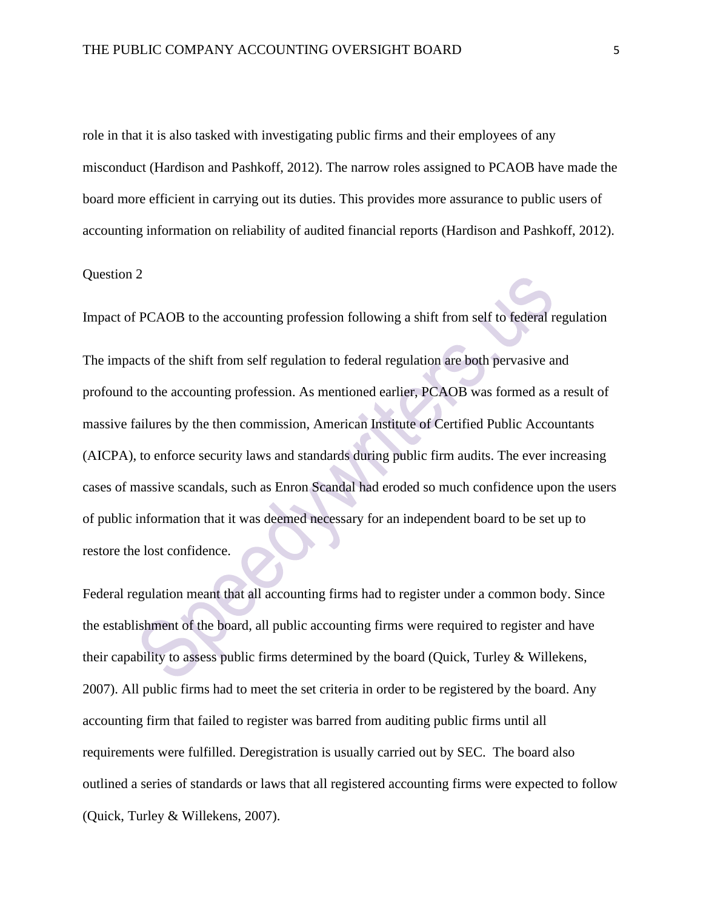role in that it is also tasked with investigating public firms and their employees of any misconduct (Hardison and Pashkoff, 2012). The narrow roles assigned to PCAOB have made the board more efficient in carrying out its duties. This provides more assurance to public users of accounting information on reliability of audited financial reports (Hardison and Pashkoff, 2012).

## Question 2

### Impact of PCAOB to the accounting profession following a shift from self to federal regulation

The impacts of the shift from self regulation to federal regulation are both pervasive and profound to the accounting profession. As mentioned earlier, PCAOB was formed as a result of massive failures by the then commission, American Institute of Certified Public Accountants (AICPA), to enforce security laws and standards during public firm audits. The ever increasing cases of massive scandals, such as Enron Scandal had eroded so much confidence upon the users of public information that it was deemed necessary for an independent board to be set up to restore the lost confidence.

Federal regulation meant that all accounting firms had to register under a common body. Since the establishment of the board, all public accounting firms were required to register and have their capability to assess public firms determined by the board (Quick, Turley & Willekens, 2007). All public firms had to meet the set criteria in order to be registered by the board. Any accounting firm that failed to register was barred from auditing public firms until all requirements were fulfilled. Deregistration is usually carried out by SEC. The board also outlined a series of standards or laws that all registered accounting firms were expected to follow (Quick, Turley & Willekens, 2007).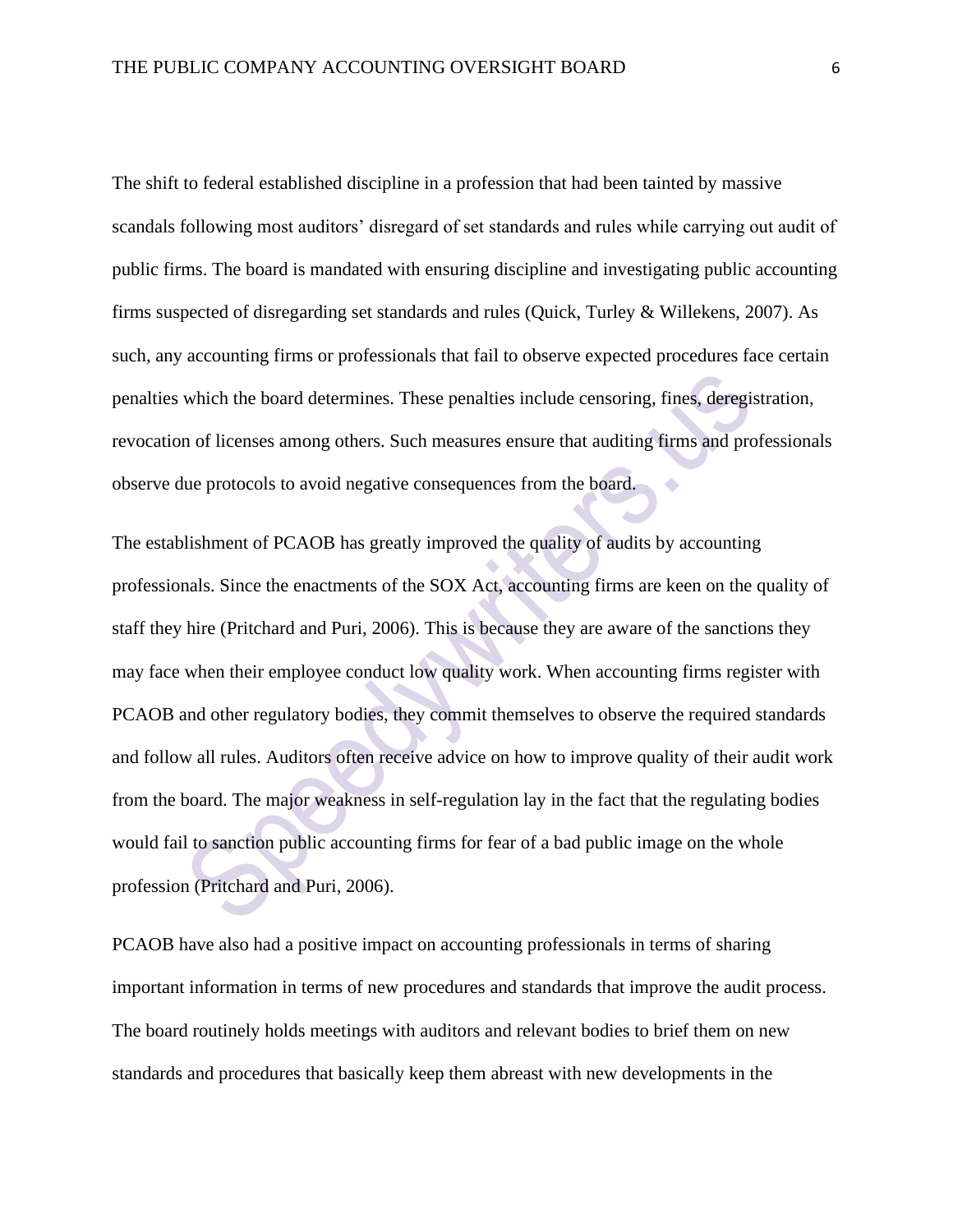The shift to federal established discipline in a profession that had been tainted by massive scandals following most auditors' disregard of set standards and rules while carrying out audit of public firms. The board is mandated with ensuring discipline and investigating public accounting firms suspected of disregarding set standards and rules (Quick, Turley & Willekens, 2007). As such, any accounting firms or professionals that fail to observe expected procedures face certain penalties which the board determines. These penalties include censoring, fines, deregistration, revocation of licenses among others. Such measures ensure that auditing firms and professionals observe due protocols to avoid negative consequences from the board.

The establishment of PCAOB has greatly improved the quality of audits by accounting professionals. Since the enactments of the SOX Act, accounting firms are keen on the quality of staff they hire (Pritchard and Puri, 2006). This is because they are aware of the sanctions they may face when their employee conduct low quality work. When accounting firms register with PCAOB and other regulatory bodies, they commit themselves to observe the required standards and follow all rules. Auditors often receive advice on how to improve quality of their audit work from the board. The major weakness in self-regulation lay in the fact that the regulating bodies would fail to sanction public accounting firms for fear of a bad public image on the whole profession (Pritchard and Puri, 2006).

PCAOB have also had a positive impact on accounting professionals in terms of sharing important information in terms of new procedures and standards that improve the audit process. The board routinely holds meetings with auditors and relevant bodies to brief them on new standards and procedures that basically keep them abreast with new developments in the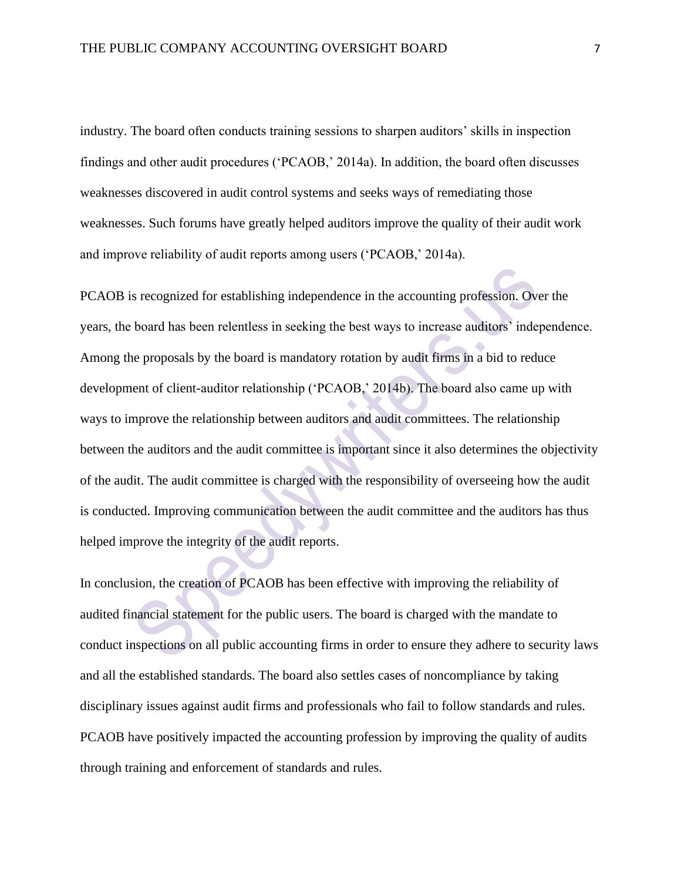industry. The board often conducts training sessions to sharpen auditors' skills in inspection findings and other audit procedures ('PCAOB,' 2014a). In addition, the board often discusses weaknesses discovered in audit control systems and seeks ways of remediating those weaknesses. Such forums have greatly helped auditors improve the quality of their audit work and improve reliability of audit reports among users ('PCAOB,' 2014a).

PCAOB is recognized for establishing independence in the accounting profession. Over the years, the board has been relentless in seeking the best ways to increase auditors' independence. Among the proposals by the board is mandatory rotation by audit firms in a bid to reduce development of client-auditor relationship ('PCAOB,' 2014b). The board also came up with ways to improve the relationship between auditors and audit committees. The relationship between the auditors and the audit committee is important since it also determines the objectivity of the audit. The audit committee is charged with the responsibility of overseeing how the audit is conducted. Improving communication between the audit committee and the auditors has thus helped improve the integrity of the audit reports.

In conclusion, the creation of PCAOB has been effective with improving the reliability of audited financial statement for the public users. The board is charged with the mandate to conduct inspections on all public accounting firms in order to ensure they adhere to security laws and all the established standards. The board also settles cases of noncompliance by taking disciplinary issues against audit firms and professionals who fail to follow standards and rules. PCAOB have positively impacted the accounting profession by improving the quality of audits through training and enforcement of standards and rules.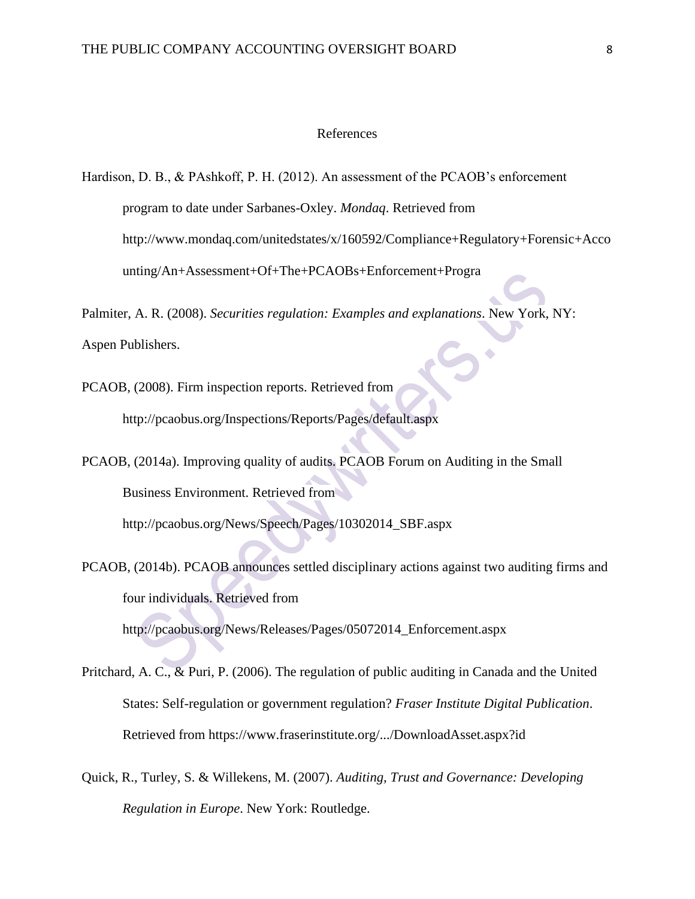# References

Hardison, D. B., & PAshkoff, P. H. (2012). An assessment of the PCAOB's enforcement program to date under Sarbanes-Oxley. *Mondaq*. Retrieved from http://www.mondaq.com/unitedstates/x/160592/Compliance+Regulatory+Forensic+Accounting/An+Assessment+Of+The+PCAOBs+Enforcement+Progra

Palmiter, A. R. (2008). *Securities regulation: Examples and explanations*. New York, NY: Aspen Publishers.

PCAOB, (2008). Firm inspection reports. Retrieved from http://pcaobus.org/Inspections/Reports/Pages/default.aspx

PCAOB, (2014a). Improving quality of audits. PCAOB Forum on Auditing in the Small Business Environment. Retrieved from http://pcaobus.org/News/Speech/Pages/10302014_SBF.aspx

PCAOB, (2014b). PCAOB announces settled disciplinary actions against two auditing firms and four individuals. Retrieved from http://pcaobus.org/News/Releases/Pages/05072014_Enforcement.aspx

Pritchard, A. C., & Puri, P. (2006). The regulation of public auditing in Canada and the United States: Self-regulation or government regulation? *Fraser Institute Digital Publication*. Retrieved from https://www.fraserinstitute.org/.../DownloadAsset.aspx?id

Quick, R., Turley, S. & Willekens, M. (2007). *Auditing, Trust and Governance: Developing Regulation in Europe*. New York: Routledge.